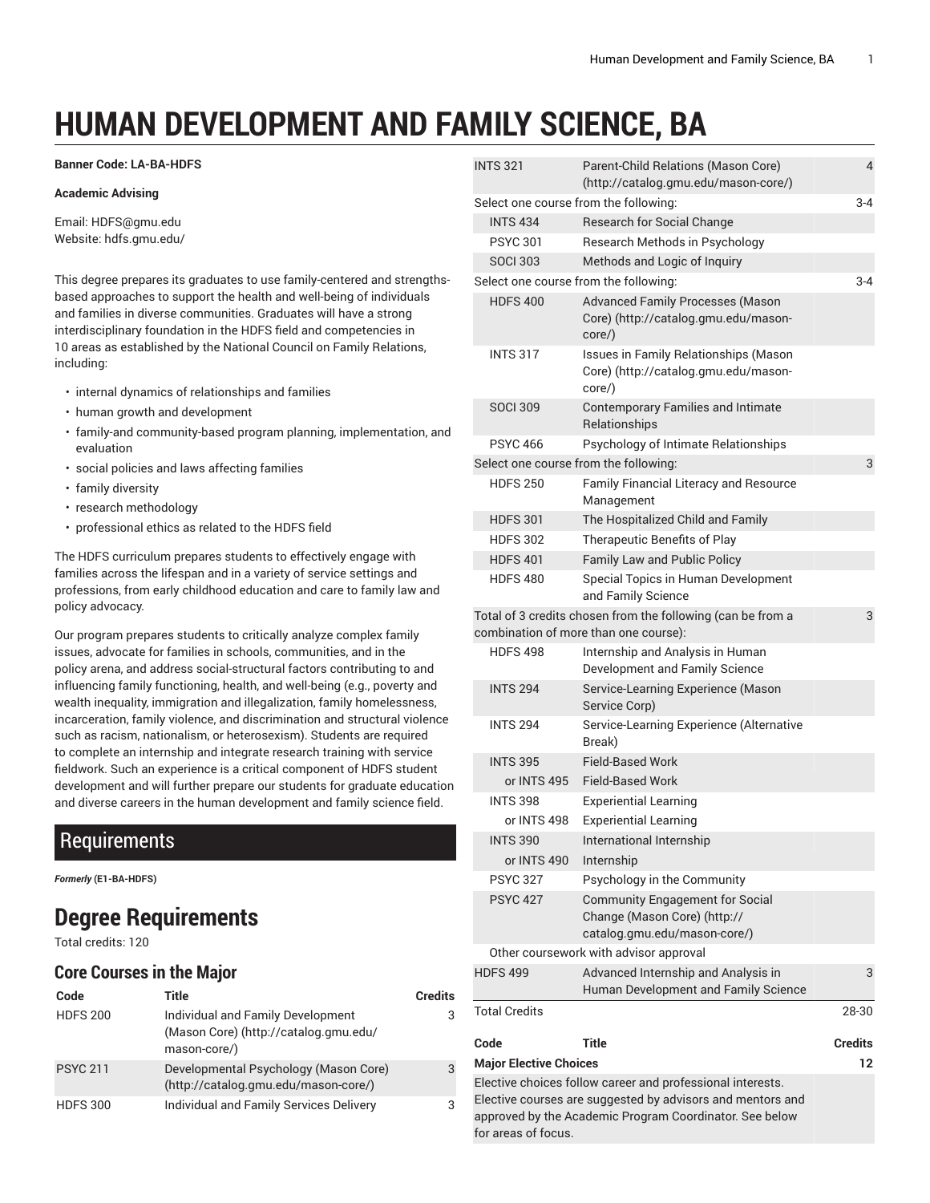# HUMAN DEVELOPMENT AND FAMILY SCIENCE, BA

**Banner Code: LA-BA-HDFS**

**Academic Advising**

Email: HDFS@gmu.edu
Website: hdfs.gmu.edu/

This degree prepares its graduates to use family-centered and strengths-based approaches to support the health and well-being of individuals and families in diverse communities. Graduates will have a strong interdisciplinary foundation in the HDFS field and competencies in 10 areas as established by the National Council on Family Relations, including:

- internal dynamics of relationships and families
- human growth and development
- family-and community-based program planning, implementation, and evaluation
- social policies and laws affecting families
- family diversity
- research methodology
- professional ethics as related to the HDFS field

The HDFS curriculum prepares students to effectively engage with families across the lifespan and in a variety of service settings and professions, from early childhood education and care to family law and policy advocacy.

Our program prepares students to critically analyze complex family issues, advocate for families in schools, communities, and in the policy arena, and address social-structural factors contributing to and influencing family functioning, health, and well-being (e.g., poverty and wealth inequality, immigration and illegalization, family homelessness, incarceration, family violence, and discrimination and structural violence such as racism, nationalism, or heterosexism). Students are required to complete an internship and integrate research training with service fieldwork. Such an experience is a critical component of HDFS student development and will further prepare our students for graduate education and diverse careers in the human development and family science field.

## Requirements

***Formerly* (E1-BA-HDFS)**

# Degree Requirements

Total credits: 120

### Core Courses in the Major

| Code | Title | Credits |
|---|---|---|
| HDFS 200 | Individual and Family Development (Mason Core) (http://catalog.gmu.edu/mason-core/) | 3 |
| PSYC 211 | Developmental Psychology (Mason Core) (http://catalog.gmu.edu/mason-core/) | 3 |
| HDFS 300 | Individual and Family Services Delivery | 3 |
| INTS 321 | Parent-Child Relations (Mason Core) (http://catalog.gmu.edu/mason-core/) | 4 |
| Select one course from the following: | | 3-4 |
| INTS 434 | Research for Social Change | |
| PSYC 301 | Research Methods in Psychology | |
| SOCI 303 | Methods and Logic of Inquiry | |
| Select one course from the following: | | 3-4 |
| HDFS 400 | Advanced Family Processes (Mason Core) (http://catalog.gmu.edu/mason-core/) | |
| INTS 317 | Issues in Family Relationships (Mason Core) (http://catalog.gmu.edu/mason-core/) | |
| SOCI 309 | Contemporary Families and Intimate Relationships | |
| PSYC 466 | Psychology of Intimate Relationships | |
| Select one course from the following: | | 3 |
| HDFS 250 | Family Financial Literacy and Resource Management | |
| HDFS 301 | The Hospitalized Child and Family | |
| HDFS 302 | Therapeutic Benefits of Play | |
| HDFS 401 | Family Law and Public Policy | |
| HDFS 480 | Special Topics in Human Development and Family Science | |
| Total of 3 credits chosen from the following (can be from a combination of more than one course): | | 3 |
| HDFS 498 | Internship and Analysis in Human Development and Family Science | |
| INTS 294 | Service-Learning Experience (Mason Service Corp) | |
| INTS 294 | Service-Learning Experience (Alternative Break) | |
| INTS 395 | Field-Based Work | |
| or INTS 495 | Field-Based Work | |
| INTS 398 | Experiential Learning | |
| or INTS 498 | Experiential Learning | |
| INTS 390 | International Internship | |
| or INTS 490 | Internship | |
| PSYC 327 | Psychology in the Community | |
| PSYC 427 | Community Engagement for Social Change (Mason Core) (http://catalog.gmu.edu/mason-core/) | |
| Other coursework with advisor approval | | |
| HDFS 499 | Advanced Internship and Analysis in Human Development and Family Science | 3 |
| Total Credits | | 28-30 |

| Code | Title | Credits |
|---|---|---|
| **Major Elective Choices** | | **12** |
| Elective choices follow career and professional interests. Elective courses are suggested by advisors and mentors and approved by the Academic Program Coordinator. See below for areas of focus. | | |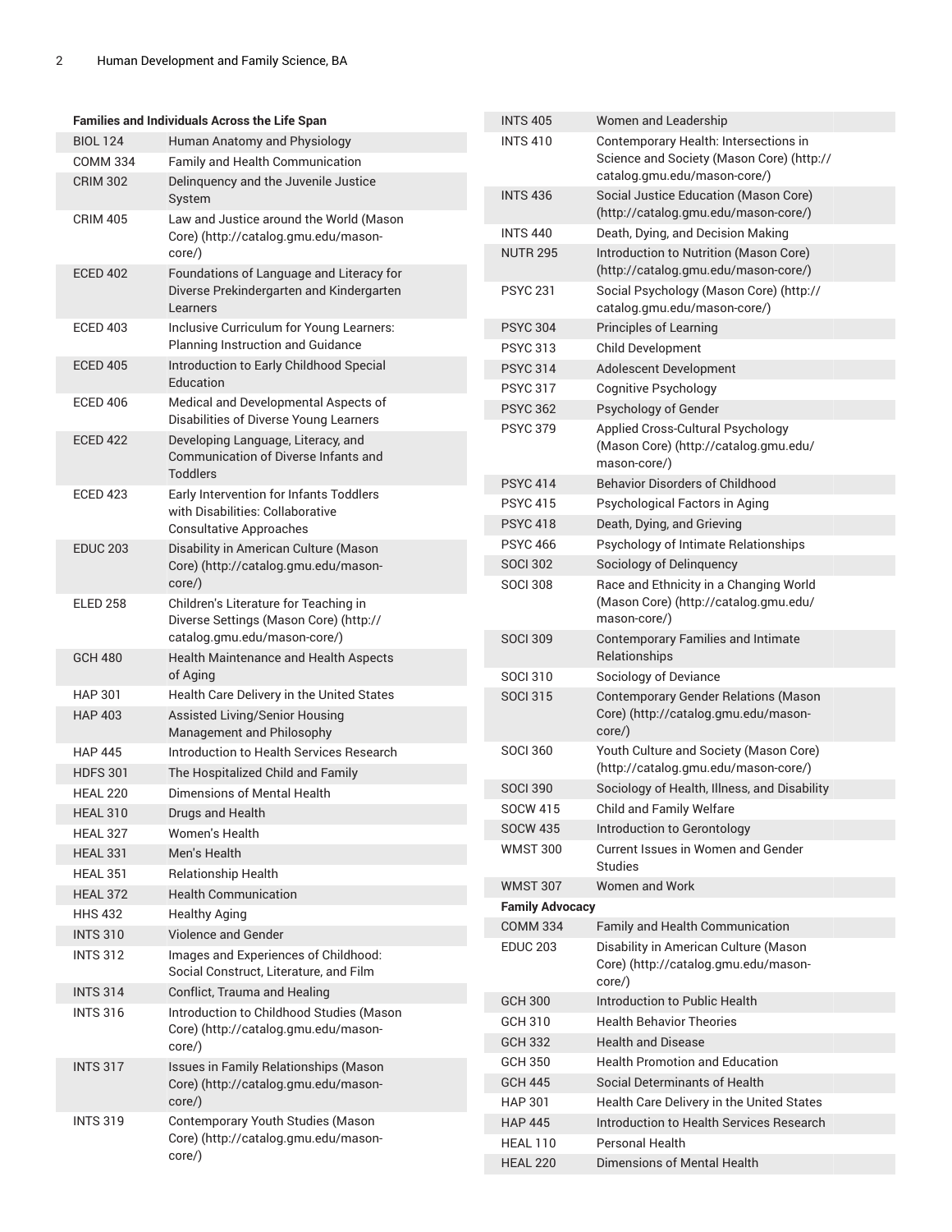**Families and Individuals Across the Life Span**

| | |
|---|---|
| BIOL 124 | Human Anatomy and Physiology |
| COMM 334 | Family and Health Communication |
| CRIM 302 | Delinquency and the Juvenile Justice System |
| CRIM 405 | Law and Justice around the World (Mason Core) (http://catalog.gmu.edu/mason-core/) |
| ECED 402 | Foundations of Language and Literacy for Diverse Prekindergarten and Kindergarten Learners |
| ECED 403 | Inclusive Curriculum for Young Learners: Planning Instruction and Guidance |
| ECED 405 | Introduction to Early Childhood Special Education |
| ECED 406 | Medical and Developmental Aspects of Disabilities of Diverse Young Learners |
| ECED 422 | Developing Language, Literacy, and Communication of Diverse Infants and Toddlers |
| ECED 423 | Early Intervention for Infants Toddlers with Disabilities: Collaborative Consultative Approaches |
| EDUC 203 | Disability in American Culture (Mason Core) (http://catalog.gmu.edu/mason-core/) |
| ELED 258 | Children's Literature for Teaching in Diverse Settings (Mason Core) (http://catalog.gmu.edu/mason-core/) |
| GCH 480 | Health Maintenance and Health Aspects of Aging |
| HAP 301 | Health Care Delivery in the United States |
| HAP 403 | Assisted Living/Senior Housing Management and Philosophy |
| HAP 445 | Introduction to Health Services Research |
| HDFS 301 | The Hospitalized Child and Family |
| HEAL 220 | Dimensions of Mental Health |
| HEAL 310 | Drugs and Health |
| HEAL 327 | Women's Health |
| HEAL 331 | Men's Health |
| HEAL 351 | Relationship Health |
| HEAL 372 | Health Communication |
| HHS 432 | Healthy Aging |
| INTS 310 | Violence and Gender |
| INTS 312 | Images and Experiences of Childhood: Social Construct, Literature, and Film |
| INTS 314 | Conflict, Trauma and Healing |
| INTS 316 | Introduction to Childhood Studies (Mason Core) (http://catalog.gmu.edu/mason-core/) |
| INTS 317 | Issues in Family Relationships (Mason Core) (http://catalog.gmu.edu/mason-core/) |
| INTS 319 | Contemporary Youth Studies (Mason Core) (http://catalog.gmu.edu/mason-core/) |
| INTS 405 | Women and Leadership |
| INTS 410 | Contemporary Health: Intersections in Science and Society (Mason Core) (http://catalog.gmu.edu/mason-core/) |
| INTS 436 | Social Justice Education (Mason Core) (http://catalog.gmu.edu/mason-core/) |
| INTS 440 | Death, Dying, and Decision Making |
| NUTR 295 | Introduction to Nutrition (Mason Core) (http://catalog.gmu.edu/mason-core/) |
| PSYC 231 | Social Psychology (Mason Core) (http://catalog.gmu.edu/mason-core/) |
| PSYC 304 | Principles of Learning |
| PSYC 313 | Child Development |
| PSYC 314 | Adolescent Development |
| PSYC 317 | Cognitive Psychology |
| PSYC 362 | Psychology of Gender |
| PSYC 379 | Applied Cross-Cultural Psychology (Mason Core) (http://catalog.gmu.edu/mason-core/) |
| PSYC 414 | Behavior Disorders of Childhood |
| PSYC 415 | Psychological Factors in Aging |
| PSYC 418 | Death, Dying, and Grieving |
| PSYC 466 | Psychology of Intimate Relationships |
| SOCI 302 | Sociology of Delinquency |
| SOCI 308 | Race and Ethnicity in a Changing World (Mason Core) (http://catalog.gmu.edu/mason-core/) |
| SOCI 309 | Contemporary Families and Intimate Relationships |
| SOCI 310 | Sociology of Deviance |
| SOCI 315 | Contemporary Gender Relations (Mason Core) (http://catalog.gmu.edu/mason-core/) |
| SOCI 360 | Youth Culture and Society (Mason Core) (http://catalog.gmu.edu/mason-core/) |
| SOCI 390 | Sociology of Health, Illness, and Disability |
| SOCW 415 | Child and Family Welfare |
| SOCW 435 | Introduction to Gerontology |
| WMST 300 | Current Issues in Women and Gender Studies |
| WMST 307 | Women and Work |

**Family Advocacy**

| | |
|---|---|
| COMM 334 | Family and Health Communication |
| EDUC 203 | Disability in American Culture (Mason Core) (http://catalog.gmu.edu/mason-core/) |
| GCH 300 | Introduction to Public Health |
| GCH 310 | Health Behavior Theories |
| GCH 332 | Health and Disease |
| GCH 350 | Health Promotion and Education |
| GCH 445 | Social Determinants of Health |
| HAP 301 | Health Care Delivery in the United States |
| HAP 445 | Introduction to Health Services Research |
| HEAL 110 | Personal Health |
| HEAL 220 | Dimensions of Mental Health |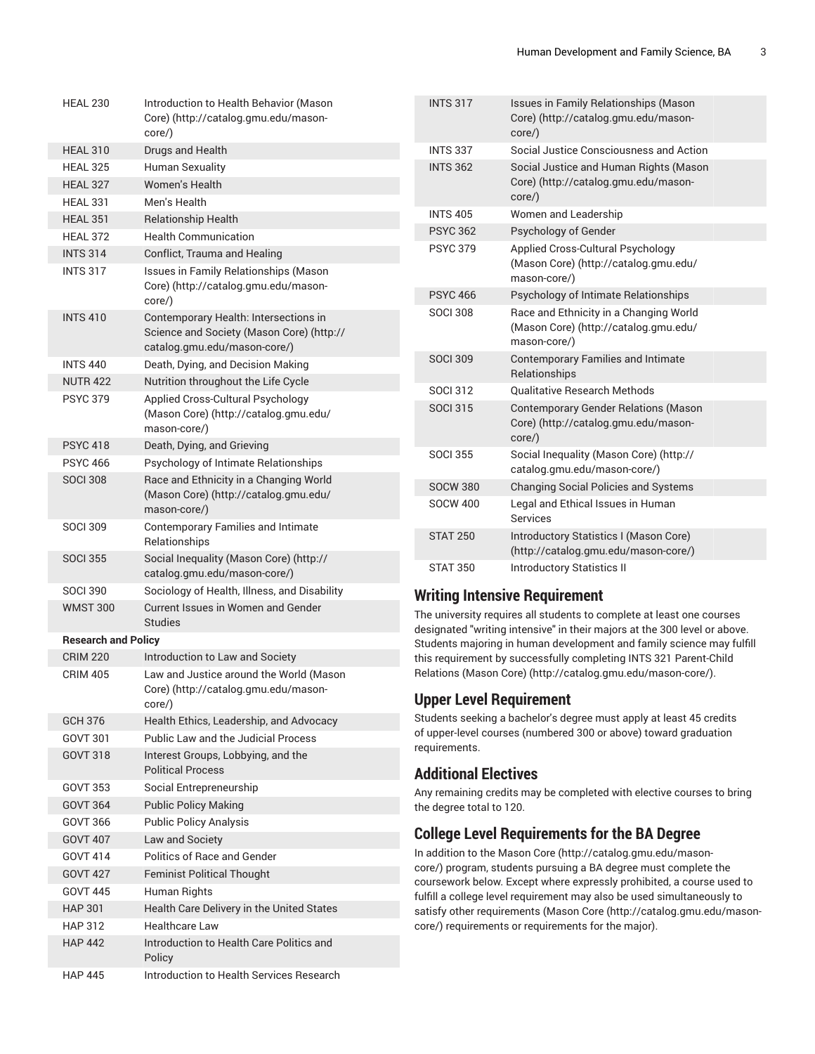| | |
|---|---|
| HEAL 230 | Introduction to Health Behavior (Mason Core) (http://catalog.gmu.edu/mason-core/) |
| HEAL 310 | Drugs and Health |
| HEAL 325 | Human Sexuality |
| HEAL 327 | Women's Health |
| HEAL 331 | Men's Health |
| HEAL 351 | Relationship Health |
| HEAL 372 | Health Communication |
| INTS 314 | Conflict, Trauma and Healing |
| INTS 317 | Issues in Family Relationships (Mason Core) (http://catalog.gmu.edu/mason-core/) |
| INTS 410 | Contemporary Health: Intersections in Science and Society (Mason Core) (http://catalog.gmu.edu/mason-core/) |
| INTS 440 | Death, Dying, and Decision Making |
| NUTR 422 | Nutrition throughout the Life Cycle |
| PSYC 379 | Applied Cross-Cultural Psychology (Mason Core) (http://catalog.gmu.edu/mason-core/) |
| PSYC 418 | Death, Dying, and Grieving |
| PSYC 466 | Psychology of Intimate Relationships |
| SOCI 308 | Race and Ethnicity in a Changing World (Mason Core) (http://catalog.gmu.edu/mason-core/) |
| SOCI 309 | Contemporary Families and Intimate Relationships |
| SOCI 355 | Social Inequality (Mason Core) (http://catalog.gmu.edu/mason-core/) |
| SOCI 390 | Sociology of Health, Illness, and Disability |
| WMST 300 | Current Issues in Women and Gender Studies |
| **Research and Policy** | |
| CRIM 220 | Introduction to Law and Society |
| CRIM 405 | Law and Justice around the World (Mason Core) (http://catalog.gmu.edu/mason-core/) |
| GCH 376 | Health Ethics, Leadership, and Advocacy |
| GOVT 301 | Public Law and the Judicial Process |
| GOVT 318 | Interest Groups, Lobbying, and the Political Process |
| GOVT 353 | Social Entrepreneurship |
| GOVT 364 | Public Policy Making |
| GOVT 366 | Public Policy Analysis |
| GOVT 407 | Law and Society |
| GOVT 414 | Politics of Race and Gender |
| GOVT 427 | Feminist Political Thought |
| GOVT 445 | Human Rights |
| HAP 301 | Health Care Delivery in the United States |
| HAP 312 | Healthcare Law |
| HAP 442 | Introduction to Health Care Politics and Policy |
| HAP 445 | Introduction to Health Services Research |
| INTS 317 | Issues in Family Relationships (Mason Core) (http://catalog.gmu.edu/mason-core/) |
| INTS 337 | Social Justice Consciousness and Action |
| INTS 362 | Social Justice and Human Rights (Mason Core) (http://catalog.gmu.edu/mason-core/) |
| INTS 405 | Women and Leadership |
| PSYC 362 | Psychology of Gender |
| PSYC 379 | Applied Cross-Cultural Psychology (Mason Core) (http://catalog.gmu.edu/mason-core/) |
| PSYC 466 | Psychology of Intimate Relationships |
| SOCI 308 | Race and Ethnicity in a Changing World (Mason Core) (http://catalog.gmu.edu/mason-core/) |
| SOCI 309 | Contemporary Families and Intimate Relationships |
| SOCI 312 | Qualitative Research Methods |
| SOCI 315 | Contemporary Gender Relations (Mason Core) (http://catalog.gmu.edu/mason-core/) |
| SOCI 355 | Social Inequality (Mason Core) (http://catalog.gmu.edu/mason-core/) |
| SOCW 380 | Changing Social Policies and Systems |
| SOCW 400 | Legal and Ethical Issues in Human Services |
| STAT 250 | Introductory Statistics I (Mason Core) (http://catalog.gmu.edu/mason-core/) |
| STAT 350 | Introductory Statistics II |

## Writing Intensive Requirement

The university requires all students to complete at least one courses designated "writing intensive" in their majors at the 300 level or above. Students majoring in human development and family science may fulfill this requirement by successfully completing INTS 321 Parent-Child Relations (Mason Core) (http://catalog.gmu.edu/mason-core/).

## Upper Level Requirement

Students seeking a bachelor's degree must apply at least 45 credits of upper-level courses (numbered 300 or above) toward graduation requirements.

## Additional Electives

Any remaining credits may be completed with elective courses to bring the degree total to 120.

## College Level Requirements for the BA Degree

In addition to the Mason Core (http://catalog.gmu.edu/mason-core/) program, students pursuing a BA degree must complete the coursework below. Except where expressly prohibited, a course used to fulfill a college level requirement may also be used simultaneously to satisfy other requirements (Mason Core (http://catalog.gmu.edu/mason-core/) requirements or requirements for the major).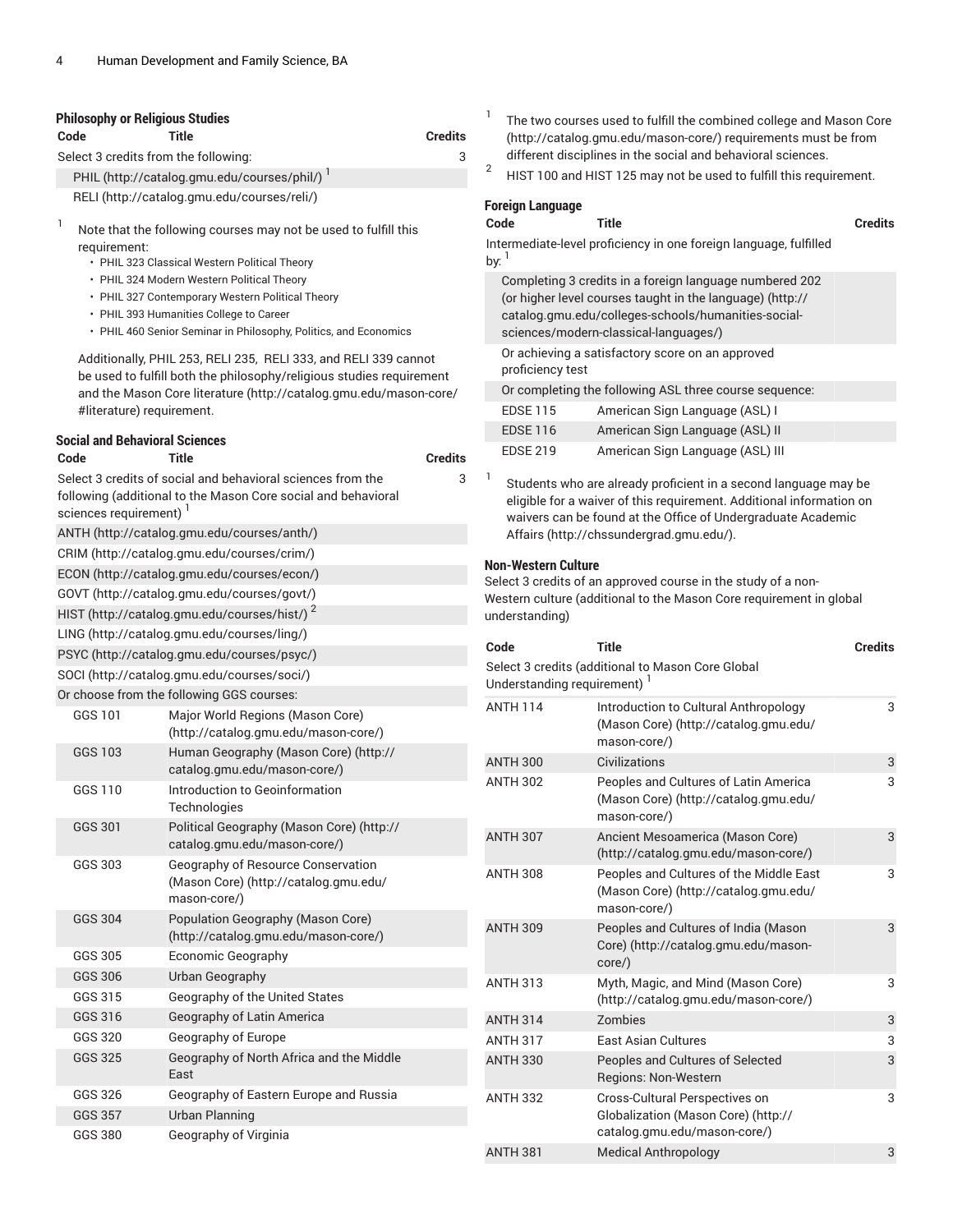### Philosophy or Religious Studies

| Code | Title | Credits |
|---|---|---|
| Select 3 credits from the following: | | 3 |
| PHIL (http://catalog.gmu.edu/courses/phil/) [1] | | |
| RELI (http://catalog.gmu.edu/courses/reli/) | | |

[1] Note that the following courses may not be used to fulfill this requirement:

- PHIL 323 Classical Western Political Theory
- PHIL 324 Modern Western Political Theory
- PHIL 327 Contemporary Western Political Theory
- PHIL 393 Humanities College to Career
- PHIL 460 Senior Seminar in Philosophy, Politics, and Economics

Additionally, PHIL 253, RELI 235, RELI 333, and RELI 339 cannot be used to fulfill both the philosophy/religious studies requirement and the Mason Core literature (http://catalog.gmu.edu/mason-core/#literature) requirement.

### Social and Behavioral Sciences

| Code | Title | Credits |
|---|---|---|
| Select 3 credits of social and behavioral sciences from the following (additional to the Mason Core social and behavioral sciences requirement) [1] | | 3 |
| ANTH (http://catalog.gmu.edu/courses/anth/) | | |
| CRIM (http://catalog.gmu.edu/courses/crim/) | | |
| ECON (http://catalog.gmu.edu/courses/econ/) | | |
| GOVT (http://catalog.gmu.edu/courses/govt/) | | |
| HIST (http://catalog.gmu.edu/courses/hist/) [2] | | |
| LING (http://catalog.gmu.edu/courses/ling/) | | |
| PSYC (http://catalog.gmu.edu/courses/psyc/) | | |
| SOCI (http://catalog.gmu.edu/courses/soci/) | | |
| Or choose from the following GGS courses: | | |
| GGS 101 | Major World Regions (Mason Core) (http://catalog.gmu.edu/mason-core/) | |
| GGS 103 | Human Geography (Mason Core) (http://catalog.gmu.edu/mason-core/) | |
| GGS 110 | Introduction to Geoinformation Technologies | |
| GGS 301 | Political Geography (Mason Core) (http://catalog.gmu.edu/mason-core/) | |
| GGS 303 | Geography of Resource Conservation (Mason Core) (http://catalog.gmu.edu/mason-core/) | |
| GGS 304 | Population Geography (Mason Core) (http://catalog.gmu.edu/mason-core/) | |
| GGS 305 | Economic Geography | |
| GGS 306 | Urban Geography | |
| GGS 315 | Geography of the United States | |
| GGS 316 | Geography of Latin America | |
| GGS 320 | Geography of Europe | |
| GGS 325 | Geography of North Africa and the Middle East | |
| GGS 326 | Geography of Eastern Europe and Russia | |
| GGS 357 | Urban Planning | |
| GGS 380 | Geography of Virginia | |

[1] The two courses used to fulfill the combined college and Mason Core (http://catalog.gmu.edu/mason-core/) requirements must be from different disciplines in the social and behavioral sciences.

[2] HIST 100 and HIST 125 may not be used to fulfill this requirement.

### Foreign Language

| Code | Title | Credits |
|---|---|---|
| Intermediate-level proficiency in one foreign language, fulfilled by: [1] | | |
| Completing 3 credits in a foreign language numbered 202 (or higher level courses taught in the language) (http://catalog.gmu.edu/colleges-schools/humanities-social-sciences/modern-classical-languages/) | | |
| Or achieving a satisfactory score on an approved proficiency test | | |
| Or completing the following ASL three course sequence: | | |
| EDSE 115 | American Sign Language (ASL) I | |
| EDSE 116 | American Sign Language (ASL) II | |
| EDSE 219 | American Sign Language (ASL) III | |

[1] Students who are already proficient in a second language may be eligible for a waiver of this requirement. Additional information on waivers can be found at the Office of Undergraduate Academic Affairs (http://chssundergrad.gmu.edu/).

### Non-Western Culture

Select 3 credits of an approved course in the study of a non-Western culture (additional to the Mason Core requirement in global understanding)

| Code | Title | Credits |
|---|---|---|
| Select 3 credits (additional to Mason Core Global Understanding requirement) [1] | | |
| ANTH 114 | Introduction to Cultural Anthropology (Mason Core) (http://catalog.gmu.edu/mason-core/) | 3 |
| ANTH 300 | Civilizations | 3 |
| ANTH 302 | Peoples and Cultures of Latin America (Mason Core) (http://catalog.gmu.edu/mason-core/) | 3 |
| ANTH 307 | Ancient Mesoamerica (Mason Core) (http://catalog.gmu.edu/mason-core/) | 3 |
| ANTH 308 | Peoples and Cultures of the Middle East (Mason Core) (http://catalog.gmu.edu/mason-core/) | 3 |
| ANTH 309 | Peoples and Cultures of India (Mason Core) (http://catalog.gmu.edu/mason-core/) | 3 |
| ANTH 313 | Myth, Magic, and Mind (Mason Core) (http://catalog.gmu.edu/mason-core/) | 3 |
| ANTH 314 | Zombies | 3 |
| ANTH 317 | East Asian Cultures | 3 |
| ANTH 330 | Peoples and Cultures of Selected Regions: Non-Western | 3 |
| ANTH 332 | Cross-Cultural Perspectives on Globalization (Mason Core) (http://catalog.gmu.edu/mason-core/) | 3 |
| ANTH 381 | Medical Anthropology | 3 |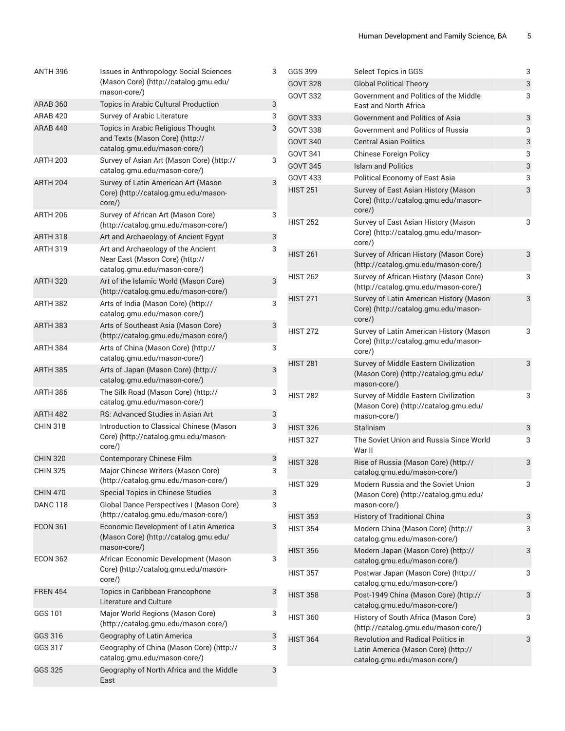| | | |
|---|---|---|
| ANTH 396 | Issues in Anthropology: Social Sciences (Mason Core) (http://catalog.gmu.edu/mason-core/) | 3 |
| ARAB 360 | Topics in Arabic Cultural Production | 3 |
| ARAB 420 | Survey of Arabic Literature | 3 |
| ARAB 440 | Topics in Arabic Religious Thought and Texts (Mason Core) (http://catalog.gmu.edu/mason-core/) | 3 |
| ARTH 203 | Survey of Asian Art (Mason Core) (http://catalog.gmu.edu/mason-core/) | 3 |
| ARTH 204 | Survey of Latin American Art (Mason Core) (http://catalog.gmu.edu/mason-core/) | 3 |
| ARTH 206 | Survey of African Art (Mason Core) (http://catalog.gmu.edu/mason-core/) | 3 |
| ARTH 318 | Art and Archaeology of Ancient Egypt | 3 |
| ARTH 319 | Art and Archaeology of the Ancient Near East (Mason Core) (http://catalog.gmu.edu/mason-core/) | 3 |
| ARTH 320 | Art of the Islamic World (Mason Core) (http://catalog.gmu.edu/mason-core/) | 3 |
| ARTH 382 | Arts of India (Mason Core) (http://catalog.gmu.edu/mason-core/) | 3 |
| ARTH 383 | Arts of Southeast Asia (Mason Core) (http://catalog.gmu.edu/mason-core/) | 3 |
| ARTH 384 | Arts of China (Mason Core) (http://catalog.gmu.edu/mason-core/) | 3 |
| ARTH 385 | Arts of Japan (Mason Core) (http://catalog.gmu.edu/mason-core/) | 3 |
| ARTH 386 | The Silk Road (Mason Core) (http://catalog.gmu.edu/mason-core/) | 3 |
| ARTH 482 | RS: Advanced Studies in Asian Art | 3 |
| CHIN 318 | Introduction to Classical Chinese (Mason Core) (http://catalog.gmu.edu/mason-core/) | 3 |
| CHIN 320 | Contemporary Chinese Film | 3 |
| CHIN 325 | Major Chinese Writers (Mason Core) (http://catalog.gmu.edu/mason-core/) | 3 |
| CHIN 470 | Special Topics in Chinese Studies | 3 |
| DANC 118 | Global Dance Perspectives I (Mason Core) (http://catalog.gmu.edu/mason-core/) | 3 |
| ECON 361 | Economic Development of Latin America (Mason Core) (http://catalog.gmu.edu/mason-core/) | 3 |
| ECON 362 | African Economic Development (Mason Core) (http://catalog.gmu.edu/mason-core/) | 3 |
| FREN 454 | Topics in Caribbean Francophone Literature and Culture | 3 |
| GGS 101 | Major World Regions (Mason Core) (http://catalog.gmu.edu/mason-core/) | 3 |
| GGS 316 | Geography of Latin America | 3 |
| GGS 317 | Geography of China (Mason Core) (http://catalog.gmu.edu/mason-core/) | 3 |
| GGS 325 | Geography of North Africa and the Middle East | 3 |
| GGS 399 | Select Topics in GGS | 3 |
| GOVT 328 | Global Political Theory | 3 |
| GOVT 332 | Government and Politics of the Middle East and North Africa | 3 |
| GOVT 333 | Government and Politics of Asia | 3 |
| GOVT 338 | Government and Politics of Russia | 3 |
| GOVT 340 | Central Asian Politics | 3 |
| GOVT 341 | Chinese Foreign Policy | 3 |
| GOVT 345 | Islam and Politics | 3 |
| GOVT 433 | Political Economy of East Asia | 3 |
| HIST 251 | Survey of East Asian History (Mason Core) (http://catalog.gmu.edu/mason-core/) | 3 |
| HIST 252 | Survey of East Asian History (Mason Core) (http://catalog.gmu.edu/mason-core/) | 3 |
| HIST 261 | Survey of African History (Mason Core) (http://catalog.gmu.edu/mason-core/) | 3 |
| HIST 262 | Survey of African History (Mason Core) (http://catalog.gmu.edu/mason-core/) | 3 |
| HIST 271 | Survey of Latin American History (Mason Core) (http://catalog.gmu.edu/mason-core/) | 3 |
| HIST 272 | Survey of Latin American History (Mason Core) (http://catalog.gmu.edu/mason-core/) | 3 |
| HIST 281 | Survey of Middle Eastern Civilization (Mason Core) (http://catalog.gmu.edu/mason-core/) | 3 |
| HIST 282 | Survey of Middle Eastern Civilization (Mason Core) (http://catalog.gmu.edu/mason-core/) | 3 |
| HIST 326 | Stalinism | 3 |
| HIST 327 | The Soviet Union and Russia Since World War II | 3 |
| HIST 328 | Rise of Russia (Mason Core) (http://catalog.gmu.edu/mason-core/) | 3 |
| HIST 329 | Modern Russia and the Soviet Union (Mason Core) (http://catalog.gmu.edu/mason-core/) | 3 |
| HIST 353 | History of Traditional China | 3 |
| HIST 354 | Modern China (Mason Core) (http://catalog.gmu.edu/mason-core/) | 3 |
| HIST 356 | Modern Japan (Mason Core) (http://catalog.gmu.edu/mason-core/) | 3 |
| HIST 357 | Postwar Japan (Mason Core) (http://catalog.gmu.edu/mason-core/) | 3 |
| HIST 358 | Post-1949 China (Mason Core) (http://catalog.gmu.edu/mason-core/) | 3 |
| HIST 360 | History of South Africa (Mason Core) (http://catalog.gmu.edu/mason-core/) | 3 |
| HIST 364 | Revolution and Radical Politics in Latin America (Mason Core) (http://catalog.gmu.edu/mason-core/) | 3 |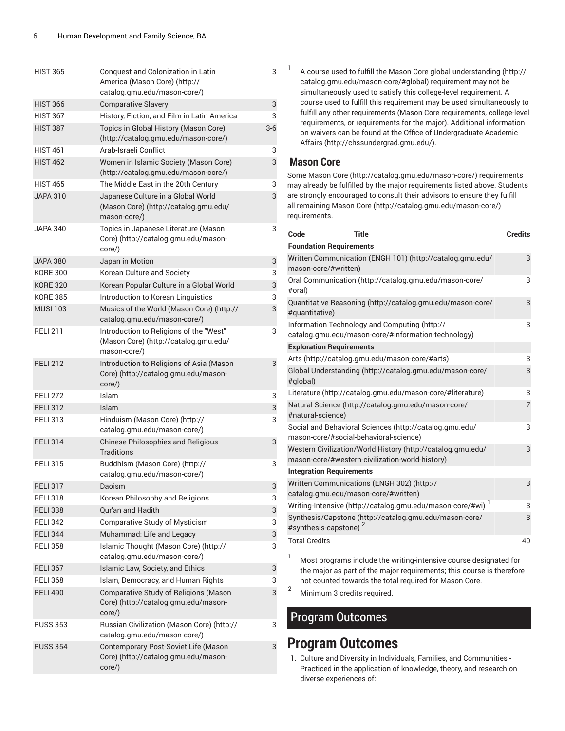| | | |
|---|---|---|
| HIST 365 | Conquest and Colonization in Latin America (Mason Core) (http://catalog.gmu.edu/mason-core/) | 3 |
| HIST 366 | Comparative Slavery | 3 |
| HIST 367 | History, Fiction, and Film in Latin America | 3 |
| HIST 387 | Topics in Global History (Mason Core) (http://catalog.gmu.edu/mason-core/) | 3-6 |
| HIST 461 | Arab-Israeli Conflict | 3 |
| HIST 462 | Women in Islamic Society (Mason Core) (http://catalog.gmu.edu/mason-core/) | 3 |
| HIST 465 | The Middle East in the 20th Century | 3 |
| JAPA 310 | Japanese Culture in a Global World (Mason Core) (http://catalog.gmu.edu/mason-core/) | 3 |
| JAPA 340 | Topics in Japanese Literature (Mason Core) (http://catalog.gmu.edu/mason-core/) | 3 |
| JAPA 380 | Japan in Motion | 3 |
| KORE 300 | Korean Culture and Society | 3 |
| KORE 320 | Korean Popular Culture in a Global World | 3 |
| KORE 385 | Introduction to Korean Linguistics | 3 |
| MUSI 103 | Musics of the World (Mason Core) (http://catalog.gmu.edu/mason-core/) | 3 |
| RELI 211 | Introduction to Religions of the "West" (Mason Core) (http://catalog.gmu.edu/mason-core/) | 3 |
| RELI 212 | Introduction to Religions of Asia (Mason Core) (http://catalog.gmu.edu/mason-core/) | 3 |
| RELI 272 | Islam | 3 |
| RELI 312 | Islam | 3 |
| RELI 313 | Hinduism (Mason Core) (http://catalog.gmu.edu/mason-core/) | 3 |
| RELI 314 | Chinese Philosophies and Religious Traditions | 3 |
| RELI 315 | Buddhism (Mason Core) (http://catalog.gmu.edu/mason-core/) | 3 |
| RELI 317 | Daoism | 3 |
| RELI 318 | Korean Philosophy and Religions | 3 |
| RELI 338 | Qur'an and Hadith | 3 |
| RELI 342 | Comparative Study of Mysticism | 3 |
| RELI 344 | Muhammad: Life and Legacy | 3 |
| RELI 358 | Islamic Thought (Mason Core) (http://catalog.gmu.edu/mason-core/) | 3 |
| RELI 367 | Islamic Law, Society, and Ethics | 3 |
| RELI 368 | Islam, Democracy, and Human Rights | 3 |
| RELI 490 | Comparative Study of Religions (Mason Core) (http://catalog.gmu.edu/mason-core/) | 3 |
| RUSS 353 | Russian Civilization (Mason Core) (http://catalog.gmu.edu/mason-core/) | 3 |
| RUSS 354 | Contemporary Post-Soviet Life (Mason Core) (http://catalog.gmu.edu/mason-core/) | 3 |

[1] A course used to fulfill the Mason Core global understanding (http://catalog.gmu.edu/mason-core/#global) requirement may not be simultaneously used to satisfy this college-level requirement. A course used to fulfill this requirement may be used simultaneously to fulfill any other requirements (Mason Core requirements, college-level requirements, or requirements for the major). Additional information on waivers can be found at the Office of Undergraduate Academic Affairs (http://chssundergrad.gmu.edu/).

## Mason Core

Some Mason Core (http://catalog.gmu.edu/mason-core/) requirements may already be fulfilled by the major requirements listed above. Students are strongly encouraged to consult their advisors to ensure they fulfill all remaining Mason Core (http://catalog.gmu.edu/mason-core/) requirements.

| Code | Title | Credits |
|---|---|---|
| **Foundation Requirements** | | |
| Written Communication (ENGH 101) (http://catalog.gmu.edu/mason-core/#written) | | 3 |
| Oral Communication (http://catalog.gmu.edu/mason-core/#oral) | | 3 |
| Quantitative Reasoning (http://catalog.gmu.edu/mason-core/#quantitative) | | 3 |
| Information Technology and Computing (http://catalog.gmu.edu/mason-core/#information-technology) | | 3 |
| **Exploration Requirements** | | |
| Arts (http://catalog.gmu.edu/mason-core/#arts) | | 3 |
| Global Understanding (http://catalog.gmu.edu/mason-core/#global) | | 3 |
| Literature (http://catalog.gmu.edu/mason-core/#literature) | | 3 |
| Natural Science (http://catalog.gmu.edu/mason-core/#natural-science) | | 7 |
| Social and Behavioral Sciences (http://catalog.gmu.edu/mason-core/#social-behavioral-science) | | 3 |
| Western Civilization/World History (http://catalog.gmu.edu/mason-core/#western-civilization-world-history) | | 3 |
| **Integration Requirements** | | |
| Written Communications (ENGH 302) (http://catalog.gmu.edu/mason-core/#written) | | 3 |
| Writing-Intensive (http://catalog.gmu.edu/mason-core/#wi) [1] | | 3 |
| Synthesis/Capstone (http://catalog.gmu.edu/mason-core/#synthesis-capstone) [2] | | 3 |
| Total Credits | | 40 |

[1] Most programs include the writing-intensive course designated for the major as part of the major requirements; this course is therefore not counted towards the total required for Mason Core.

[2] Minimum 3 credits required.

# Program Outcomes

## Program Outcomes

1. Culture and Diversity in Individuals, Families, and Communities - Practiced in the application of knowledge, theory, and research on diverse experiences of: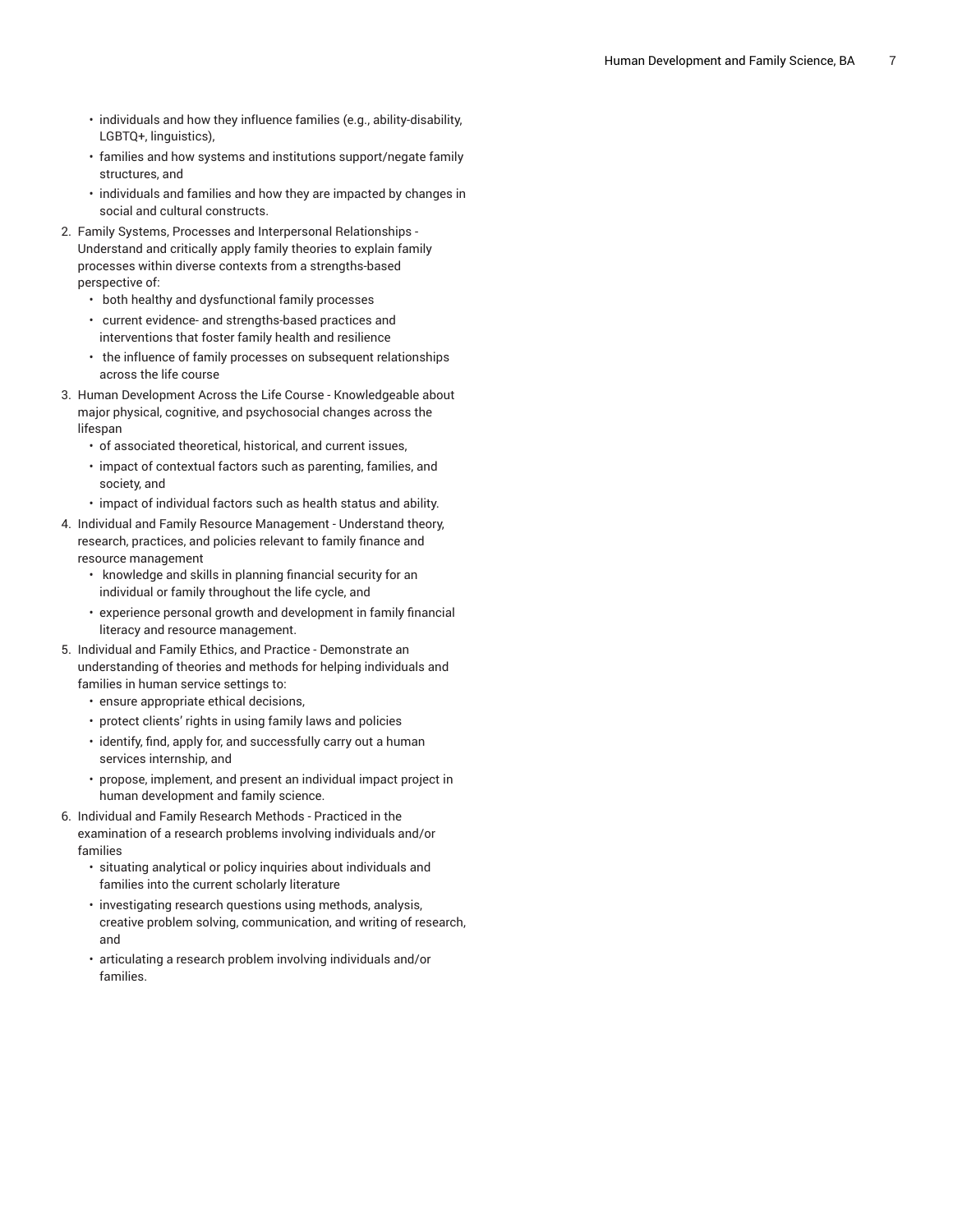- individuals and how they influence families (e.g., ability-disability, LGBTQ+, linguistics),
- families and how systems and institutions support/negate family structures, and
- individuals and families and how they are impacted by changes in social and cultural constructs.

2. Family Systems, Processes and Interpersonal Relationships - Understand and critically apply family theories to explain family processes within diverse contexts from a strengths-based perspective of:
   - both healthy and dysfunctional family processes
   - current evidence- and strengths-based practices and interventions that foster family health and resilience
   - the influence of family processes on subsequent relationships across the life course
3. Human Development Across the Life Course - Knowledgeable about major physical, cognitive, and psychosocial changes across the lifespan
   - of associated theoretical, historical, and current issues,
   - impact of contextual factors such as parenting, families, and society, and
   - impact of individual factors such as health status and ability.
4. Individual and Family Resource Management - Understand theory, research, practices, and policies relevant to family finance and resource management
   - knowledge and skills in planning financial security for an individual or family throughout the life cycle, and
   - experience personal growth and development in family financial literacy and resource management.
5. Individual and Family Ethics, and Practice - Demonstrate an understanding of theories and methods for helping individuals and families in human service settings to:
   - ensure appropriate ethical decisions,
   - protect clients' rights in using family laws and policies
   - identify, find, apply for, and successfully carry out a human services internship, and
   - propose, implement, and present an individual impact project in human development and family science.
6. Individual and Family Research Methods - Practiced in the examination of a research problems involving individuals and/or families
   - situating analytical or policy inquiries about individuals and families into the current scholarly literature
   - investigating research questions using methods, analysis, creative problem solving, communication, and writing of research, and
   - articulating a research problem involving individuals and/or families.